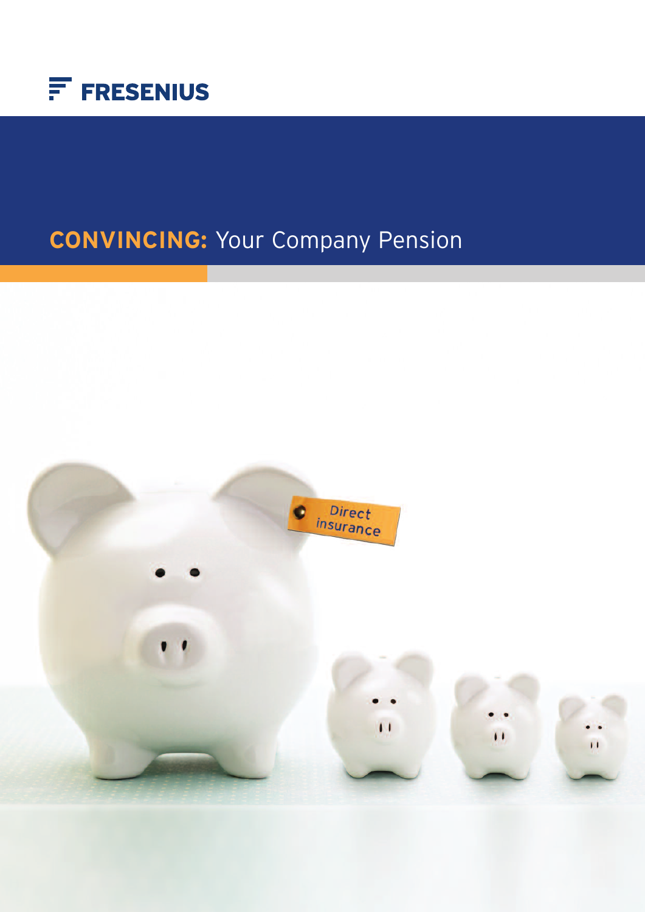FRESENIUS

# CONVINCING: Your Company Pension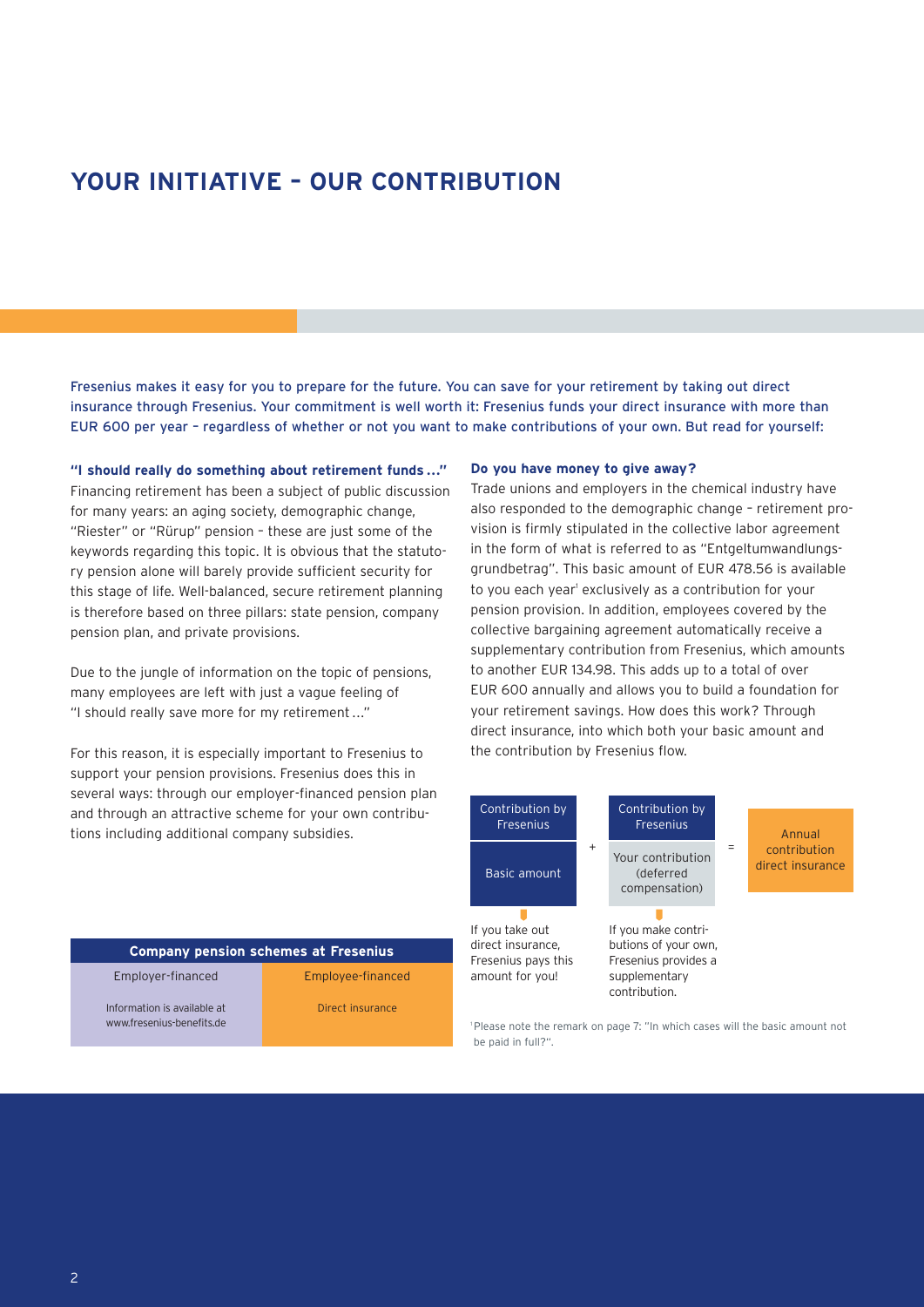# YOUR INITIATIVE – OUR CONTRIBUTION

Fresenius makes it easy for you to prepare for the future. You can save for your retirement by taking out direct insurance through Fresenius. Your commitment is well worth it: Fresenius funds your direct insurance with more than EUR 600 per year – regardless of whether or not you want to make contributions of your own. But read for yourself:

**"I should really do something about retirement funds ..."**
Financing retirement has been a subject of public discussion for many years: an aging society, demographic change, "Riester" or "Rürup" pension – these are just some of the keywords regarding this topic. It is obvious that the statutory pension alone will barely provide sufficient security for this stage of life. Well-balanced, secure retirement planning is therefore based on three pillars: state pension, company pension plan, and private provisions.

Due to the jungle of information on the topic of pensions, many employees are left with just a vague feeling of "I should really save more for my retirement ..."

For this reason, it is especially important to Fresenius to support your pension provisions. Fresenius does this in several ways: through our employer-financed pension plan and through an attractive scheme for your own contributions including additional company subsidies.

| Company pension schemes at Fresenius | |
|---|---|
| Employer-financed | Employee-financed |
| Information is available at www.fresenius-benefits.de | Direct insurance |

**Do you have money to give away?**
Trade unions and employers in the chemical industry have also responded to the demographic change – retirement provision is firmly stipulated in the collective labor agreement in the form of what is referred to as "Entgeltumwandlungsgrundbetrag". This basic amount of EUR 478.56 is available to you each year[1] exclusively as a contribution for your pension provision. In addition, employees covered by the collective bargaining agreement automatically receive a supplementary contribution from Fresenius, which amounts to another EUR 134.98. This adds up to a total of over EUR 600 annually and allows you to build a foundation for your retirement savings. How does this work? Through direct insurance, into which both your basic amount and the contribution by Fresenius flow.

| Contribution by Fresenius: Basic amount | + | Contribution by Fresenius: Your contribution (deferred compensation) | = | Annual contribution direct insurance |
|---|---|---|---|---|
| If you take out direct insurance, Fresenius pays this amount for you! | | If you make contributions of your own, Fresenius provides a supplementary contribution. | | |

[1] Please note the remark on page 7: "In which cases will the basic amount not be paid in full?".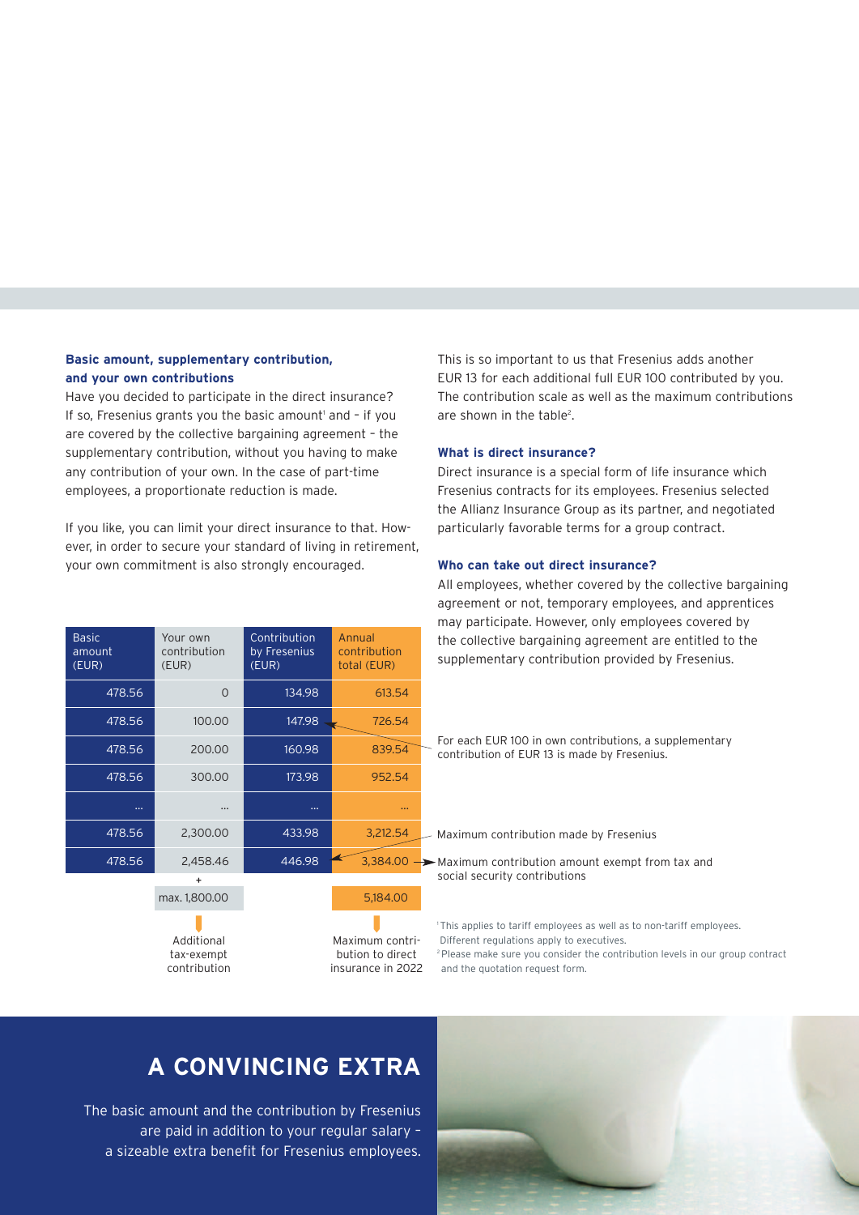**Basic amount, supplementary contribution, and your own contributions**

Have you decided to participate in the direct insurance? If so, Fresenius grants you the basic amount[1] and – if you are covered by the collective bargaining agreement – the supplementary contribution, without you having to make any contribution of your own. In the case of part-time employees, a proportionate reduction is made.

If you like, you can limit your direct insurance to that. However, in order to secure your standard of living in retirement, your own commitment is also strongly encouraged.

This is so important to us that Fresenius adds another EUR 13 for each additional full EUR 100 contributed by you. The contribution scale as well as the maximum contributions are shown in the table[2].

**What is direct insurance?**

Direct insurance is a special form of life insurance which Fresenius contracts for its employees. Fresenius selected the Allianz Insurance Group as its partner, and negotiated particularly favorable terms for a group contract.

**Who can take out direct insurance?**

All employees, whether covered by the collective bargaining agreement or not, temporary employees, and apprentices may participate. However, only employees covered by the collective bargaining agreement are entitled to the supplementary contribution provided by Fresenius.

| Basic amount (EUR) | Your own contribution (EUR) | Contribution by Fresenius (EUR) | Annual contribution total (EUR) | |
|---|---|---|---|---|
| 478.56 | 0 | 134.98 | 613.54 | |
| 478.56 | 100.00 | 147.98 | 726.54 | For each EUR 100 in own contributions, a supplementary contribution of EUR 13 is made by Fresenius. |
| 478.56 | 200.00 | 160.98 | 839.54 | |
| 478.56 | 300.00 | 173.98 | 952.54 | |
| ... | ... | ... | ... | |
| 478.56 | 2,300.00 | 433.98 | 3,212.54 | Maximum contribution made by Fresenius |
| 478.56 | 2,458.46 | 446.98 | 3,384.00 | Maximum contribution amount exempt from tax and social security contributions |
| | + max. 1,800.00 | | 5,184.00 | |
| | Additional tax-exempt contribution | | Maximum contribution to direct insurance in 2022 | |

[1] This applies to tariff employees as well as to non-tariff employees. Different regulations apply to executives.
[2] Please make sure you consider the contribution levels in our group contract and the quotation request form.

## A CONVINCING EXTRA

The basic amount and the contribution by Fresenius are paid in addition to your regular salary – a sizeable extra benefit for Fresenius employees.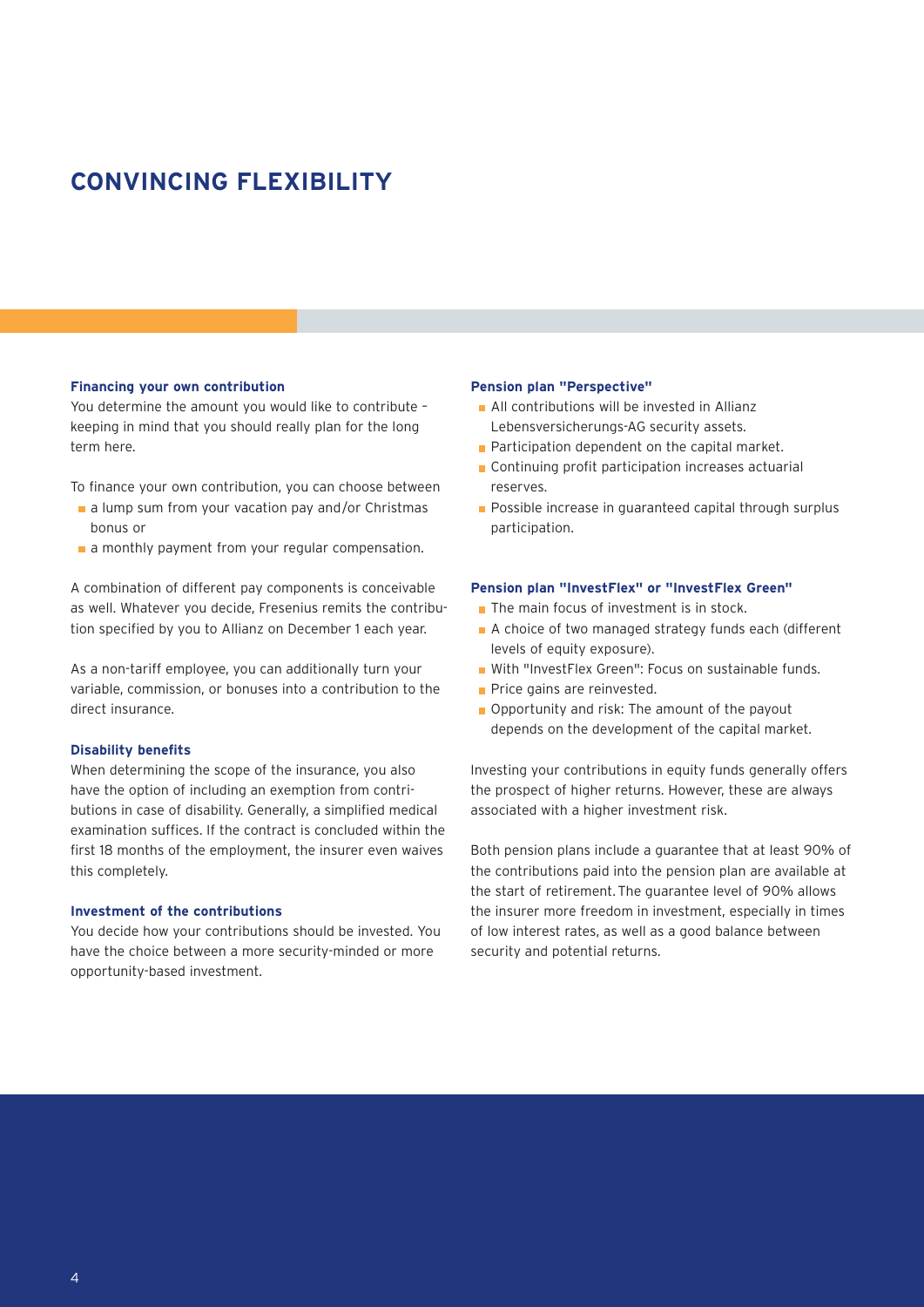# CONVINCING FLEXIBILITY

### Financing your own contribution

You determine the amount you would like to contribute – keeping in mind that you should really plan for the long term here.

To finance your own contribution, you can choose between

- a lump sum from your vacation pay and/or Christmas bonus or
- a monthly payment from your regular compensation.

A combination of different pay components is conceivable as well. Whatever you decide, Fresenius remits the contribution specified by you to Allianz on December 1 each year.

As a non-tariff employee, you can additionally turn your variable, commission, or bonuses into a contribution to the direct insurance.

### Disability benefits

When determining the scope of the insurance, you also have the option of including an exemption from contributions in case of disability. Generally, a simplified medical examination suffices. If the contract is concluded within the first 18 months of the employment, the insurer even waives this completely.

### Investment of the contributions

You decide how your contributions should be invested. You have the choice between a more security-minded or more opportunity-based investment.

### Pension plan "Perspective"

- All contributions will be invested in Allianz Lebensversicherungs-AG security assets.
- Participation dependent on the capital market.
- Continuing profit participation increases actuarial reserves.
- Possible increase in guaranteed capital through surplus participation.

### Pension plan "InvestFlex" or "InvestFlex Green"

- The main focus of investment is in stock.
- A choice of two managed strategy funds each (different levels of equity exposure).
- With "InvestFlex Green": Focus on sustainable funds.
- Price gains are reinvested.
- Opportunity and risk: The amount of the payout depends on the development of the capital market.

Investing your contributions in equity funds generally offers the prospect of higher returns. However, these are always associated with a higher investment risk.

Both pension plans include a guarantee that at least 90% of the contributions paid into the pension plan are available at the start of retirement. The guarantee level of 90% allows the insurer more freedom in investment, especially in times of low interest rates, as well as a good balance between security and potential returns.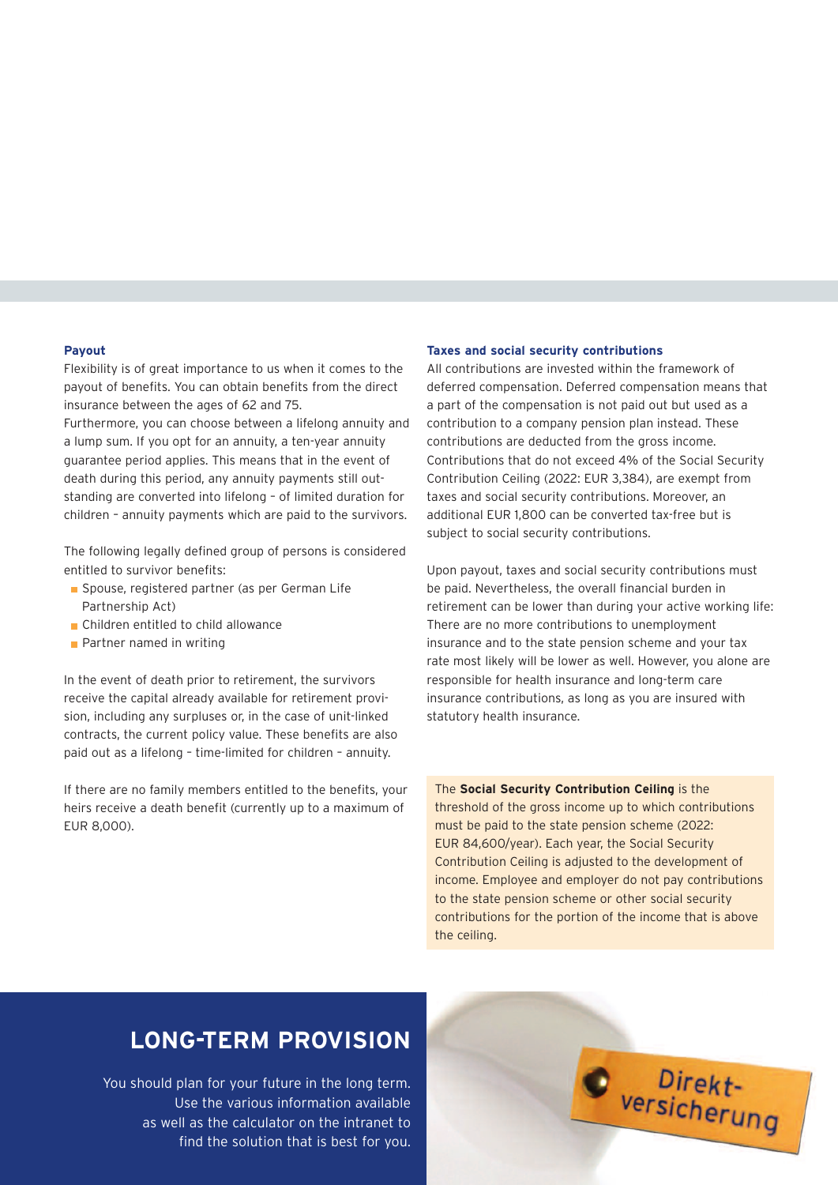**Payout**

Flexibility is of great importance to us when it comes to the payout of benefits. You can obtain benefits from the direct insurance between the ages of 62 and 75.

Furthermore, you can choose between a lifelong annuity and a lump sum. If you opt for an annuity, a ten-year annuity guarantee period applies. This means that in the event of death during this period, any annuity payments still outstanding are converted into lifelong – of limited duration for children – annuity payments which are paid to the survivors.

The following legally defined group of persons is considered entitled to survivor benefits:

- Spouse, registered partner (as per German Life Partnership Act)
- Children entitled to child allowance
- Partner named in writing

In the event of death prior to retirement, the survivors receive the capital already available for retirement provision, including any surpluses or, in the case of unit-linked contracts, the current policy value. These benefits are also paid out as a lifelong – time-limited for children – annuity.

If there are no family members entitled to the benefits, your heirs receive a death benefit (currently up to a maximum of EUR 8,000).

**Taxes and social security contributions**

All contributions are invested within the framework of deferred compensation. Deferred compensation means that a part of the compensation is not paid out but used as a contribution to a company pension plan instead. These contributions are deducted from the gross income. Contributions that do not exceed 4% of the Social Security Contribution Ceiling (2022: EUR 3,384), are exempt from taxes and social security contributions. Moreover, an additional EUR 1,800 can be converted tax-free but is subject to social security contributions.

Upon payout, taxes and social security contributions must be paid. Nevertheless, the overall financial burden in retirement can be lower than during your active working life: There are no more contributions to unemployment insurance and to the state pension scheme and your tax rate most likely will be lower as well. However, you alone are responsible for health insurance and long-term care insurance contributions, as long as you are insured with statutory health insurance.

The **Social Security Contribution Ceiling** is the threshold of the gross income up to which contributions must be paid to the state pension scheme (2022: EUR 84,600/year). Each year, the Social Security Contribution Ceiling is adjusted to the development of income. Employee and employer do not pay contributions to the state pension scheme or other social security contributions for the portion of the income that is above the ceiling.

## LONG-TERM PROVISION

You should plan for your future in the long term. Use the various information available as well as the calculator on the intranet to find the solution that is best for you.

Direkt-versicherung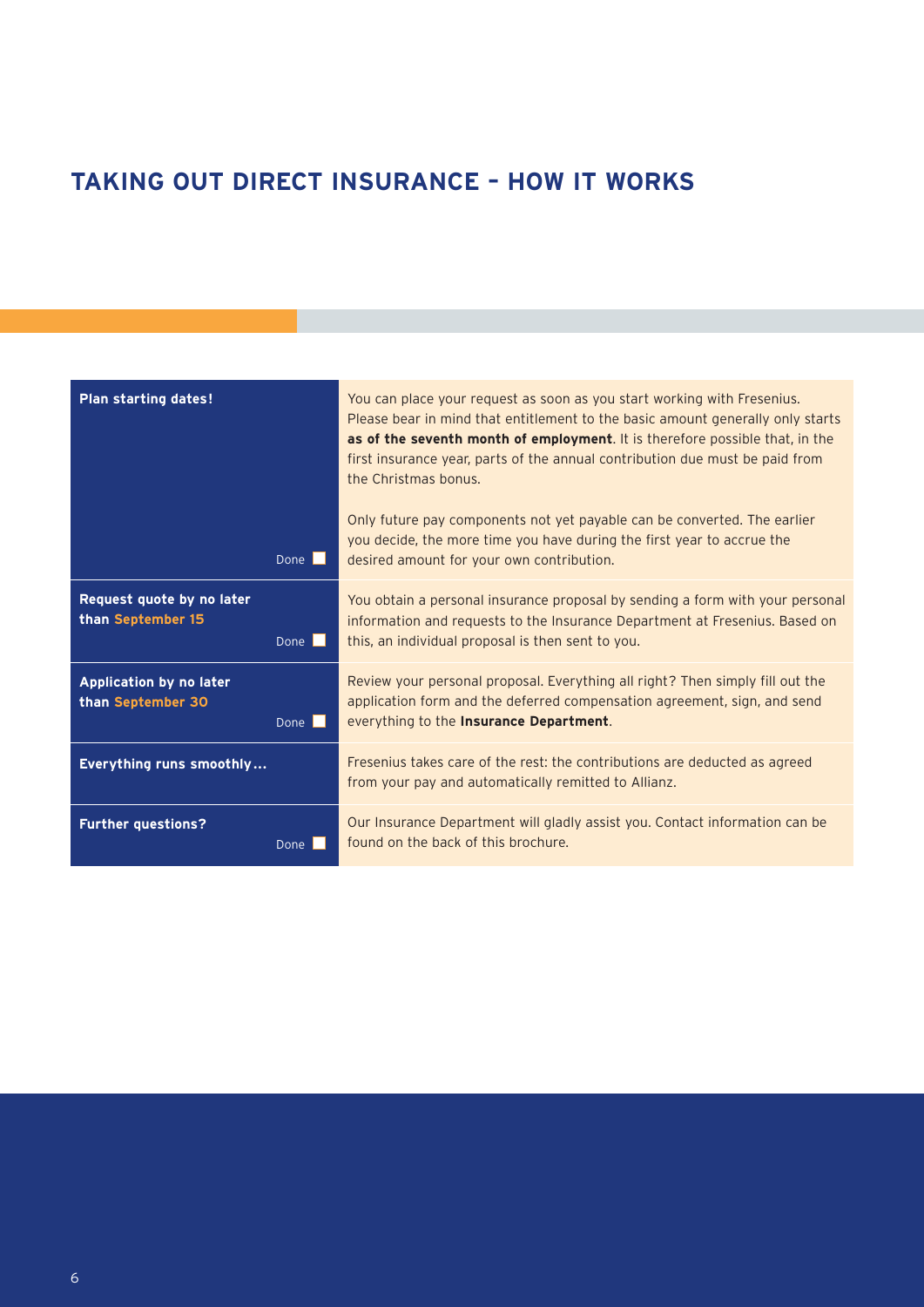# TAKING OUT DIRECT INSURANCE – HOW IT WORKS

| | |
|---|---|
| **Plan starting dates!** Done ☐ | You can place your request as soon as you start working with Fresenius. Please bear in mind that entitlement to the basic amount generally only starts **as of the seventh month of employment**. It is therefore possible that, in the first insurance year, parts of the annual contribution due must be paid from the Christmas bonus.<br><br>Only future pay components not yet payable can be converted. The earlier you decide, the more time you have during the first year to accrue the desired amount for your own contribution. |
| **Request quote by no later than September 15** Done ☐ | You obtain a personal insurance proposal by sending a form with your personal information and requests to the Insurance Department at Fresenius. Based on this, an individual proposal is then sent to you. |
| **Application by no later than September 30** Done ☐ | Review your personal proposal. Everything all right? Then simply fill out the application form and the deferred compensation agreement, sign, and send everything to the **Insurance Department**. |
| **Everything runs smoothly...** | Fresenius takes care of the rest: the contributions are deducted as agreed from your pay and automatically remitted to Allianz. |
| **Further questions?** Done ☐ | Our Insurance Department will gladly assist you. Contact information can be found on the back of this brochure. |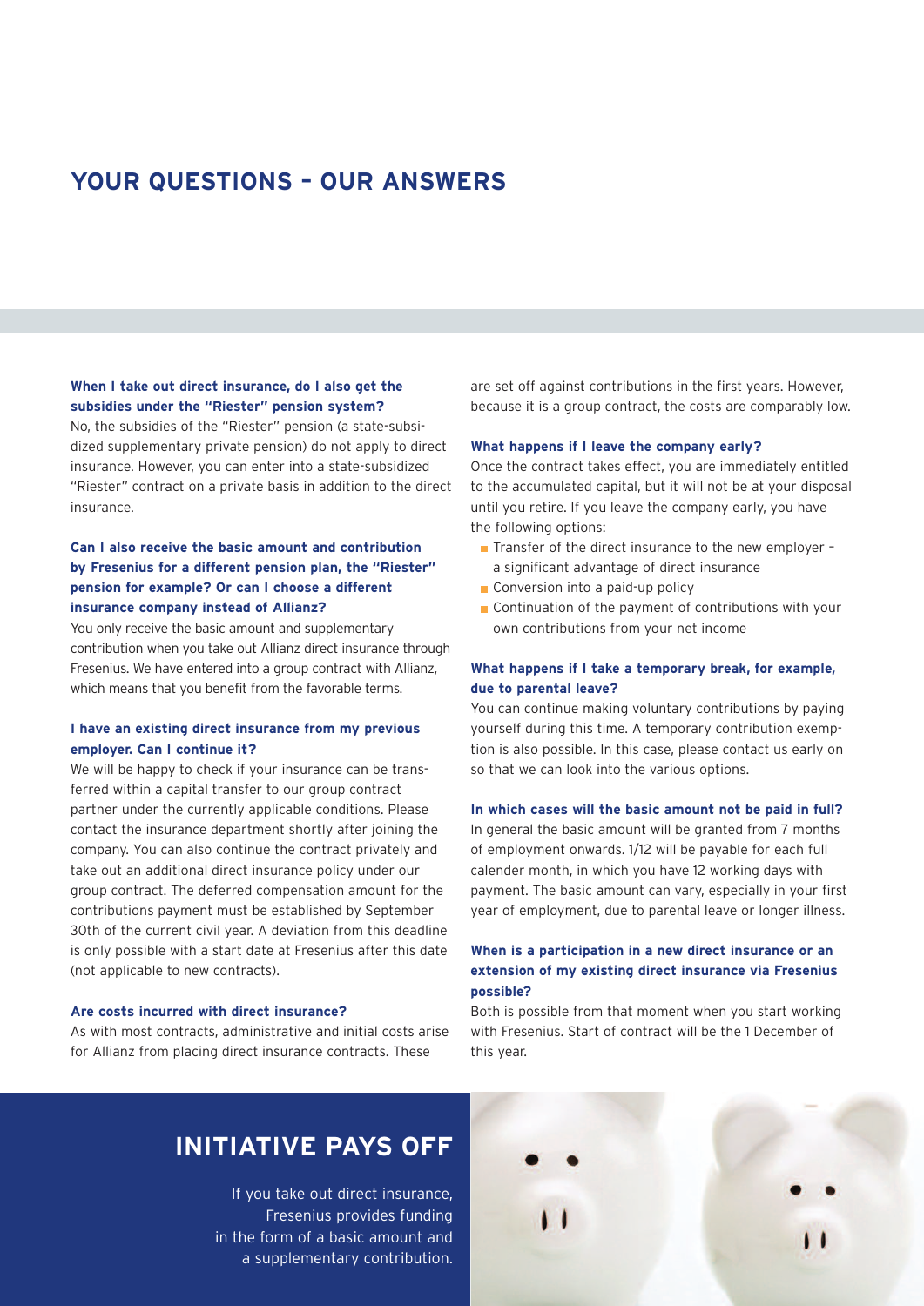# YOUR QUESTIONS – OUR ANSWERS

**When I take out direct insurance, do I also get the subsidies under the "Riester" pension system?**

No, the subsidies of the "Riester" pension (a state-subsidized supplementary private pension) do not apply to direct insurance. However, you can enter into a state-subsidized "Riester" contract on a private basis in addition to the direct insurance.

**Can I also receive the basic amount and contribution by Fresenius for a different pension plan, the "Riester" pension for example? Or can I choose a different insurance company instead of Allianz?**

You only receive the basic amount and supplementary contribution when you take out Allianz direct insurance through Fresenius. We have entered into a group contract with Allianz, which means that you benefit from the favorable terms.

**I have an existing direct insurance from my previous employer. Can I continue it?**

We will be happy to check if your insurance can be transferred within a capital transfer to our group contract partner under the currently applicable conditions. Please contact the insurance department shortly after joining the company. You can also continue the contract privately and take out an additional direct insurance policy under our group contract. The deferred compensation amount for the contributions payment must be established by September 30th of the current civil year. A deviation from this deadline is only possible with a start date at Fresenius after this date (not applicable to new contracts).

**Are costs incurred with direct insurance?**

As with most contracts, administrative and initial costs arise for Allianz from placing direct insurance contracts. These are set off against contributions in the first years. However, because it is a group contract, the costs are comparably low.

**What happens if I leave the company early?**

Once the contract takes effect, you are immediately entitled to the accumulated capital, but it will not be at your disposal until you retire. If you leave the company early, you have the following options:

- Transfer of the direct insurance to the new employer – a significant advantage of direct insurance
- Conversion into a paid-up policy
- Continuation of the payment of contributions with your own contributions from your net income

**What happens if I take a temporary break, for example, due to parental leave?**

You can continue making voluntary contributions by paying yourself during this time. A temporary contribution exemption is also possible. In this case, please contact us early on so that we can look into the various options.

**In which cases will the basic amount not be paid in full?**

In general the basic amount will be granted from 7 months of employment onwards. 1/12 will be payable for each full calender month, in which you have 12 working days with payment. The basic amount can vary, especially in your first year of employment, due to parental leave or longer illness.

**When is a participation in a new direct insurance or an extension of my existing direct insurance via Fresenius possible?**

Both is possible from that moment when you start working with Fresenius. Start of contract will be the 1 December of this year.

## INITIATIVE PAYS OFF

If you take out direct insurance, Fresenius provides funding in the form of a basic amount and a supplementary contribution.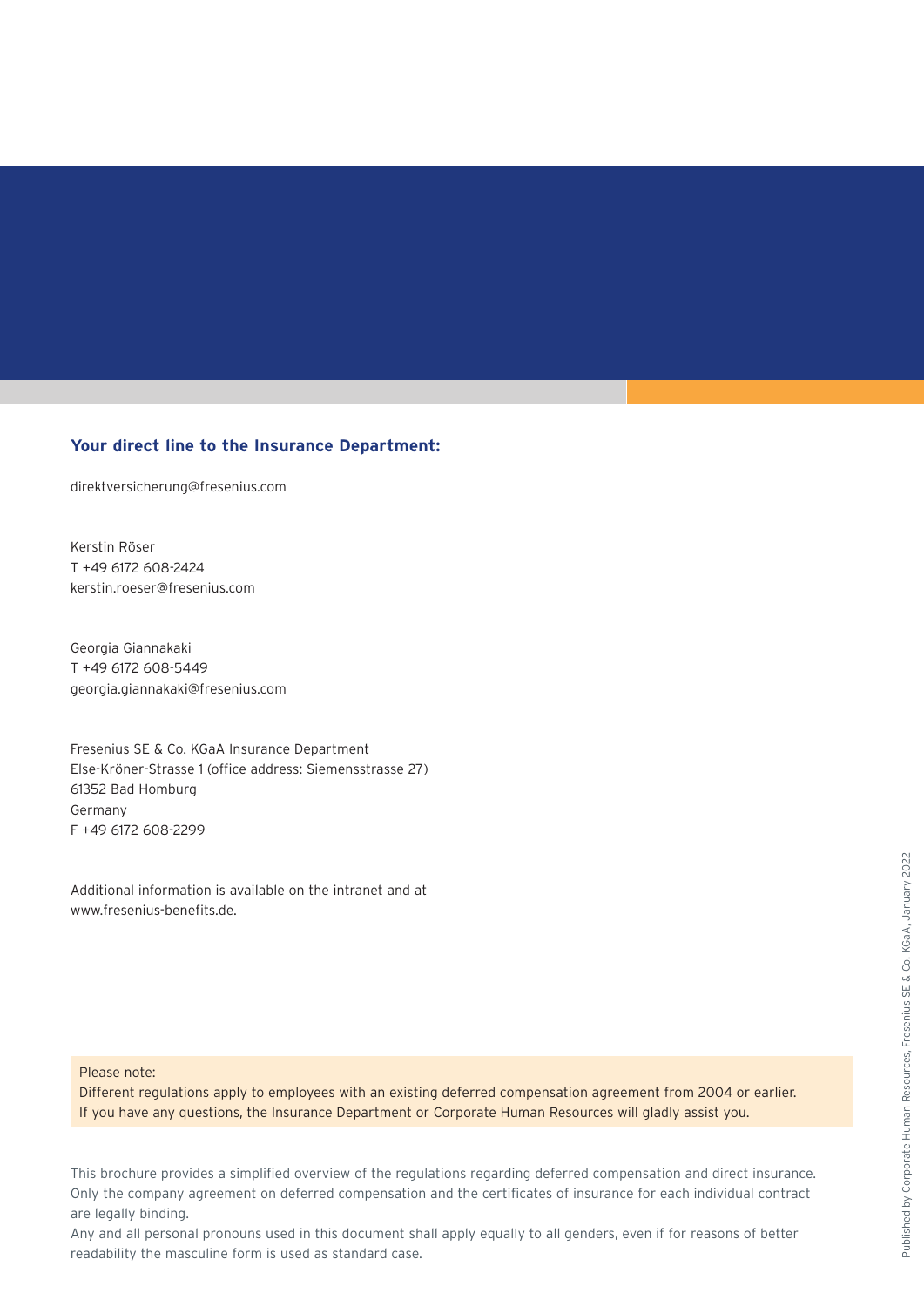**Your direct line to the Insurance Department:**

direktversicherung@fresenius.com

Kerstin Röser
T +49 6172 608-2424
kerstin.roeser@fresenius.com

Georgia Giannakaki
T +49 6172 608-5449
georgia.giannakaki@fresenius.com

Fresenius SE & Co. KGaA Insurance Department
Else-Kröner-Strasse 1 (office address: Siemensstrasse 27)
61352 Bad Homburg
Germany
F +49 6172 608-2299

Additional information is available on the intranet and at www.fresenius-benefits.de.

Please note:
Different regulations apply to employees with an existing deferred compensation agreement from 2004 or earlier. If you have any questions, the Insurance Department or Corporate Human Resources will gladly assist you.

This brochure provides a simplified overview of the regulations regarding deferred compensation and direct insurance. Only the company agreement on deferred compensation and the certificates of insurance for each individual contract are legally binding.
Any and all personal pronouns used in this document shall apply equally to all genders, even if for reasons of better readability the masculine form is used as standard case.

Published by Corporate Human Resources, Fresenius SE & Co. KGaA, January 2022